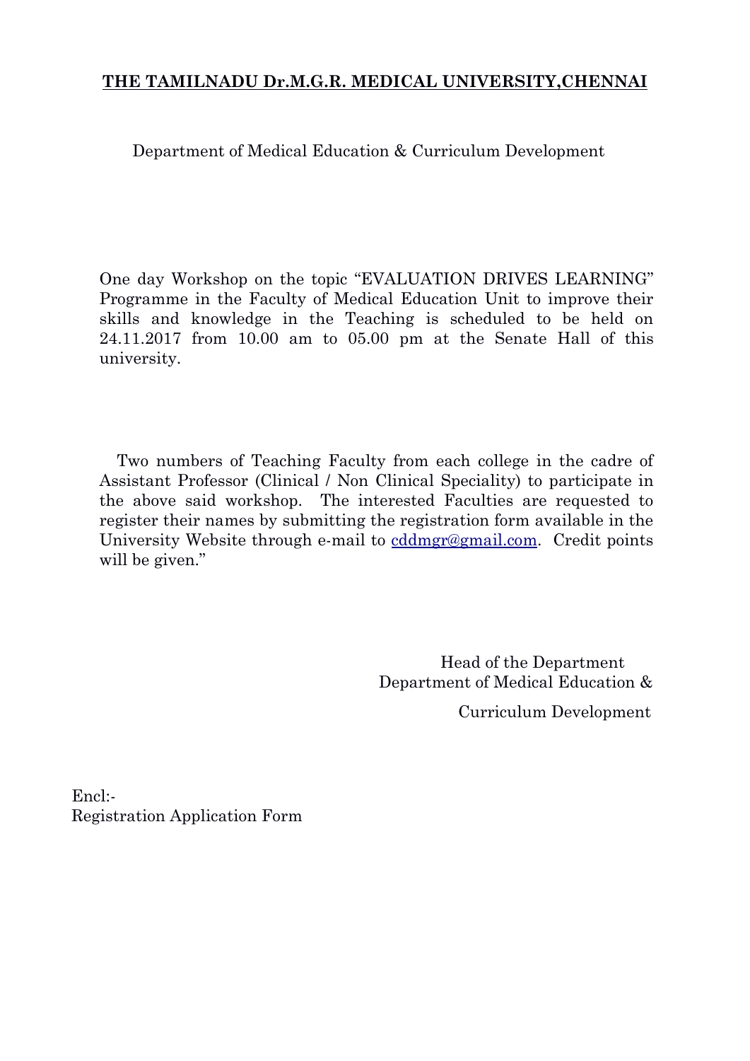**THE TAMILNADU Dr.M.G.R. MEDICAL UNIVERSITY,CHENNAI**

Department of Medical Education & Curriculum Development

One day Workshop on the topic "EVALUATION DRIVES LEARNING" Programme in the Faculty of Medical Education Unit to improve their skills and knowledge in the Teaching is scheduled to be held on 24.11.2017 from 10.00 am to 05.00 pm at the Senate Hall of this university.

Two numbers of Teaching Faculty from each college in the cadre of Assistant Professor (Clinical / Non Clinical Speciality) to participate in the above said workshop. The interested Faculties are requested to register their names by submitting the registration form available in the University Website through e-mail to cddmgr@gmail.com. Credit points will be given."

Head of the Department
Department of Medical Education &
Curriculum Development

Encl:-
Registration Application Form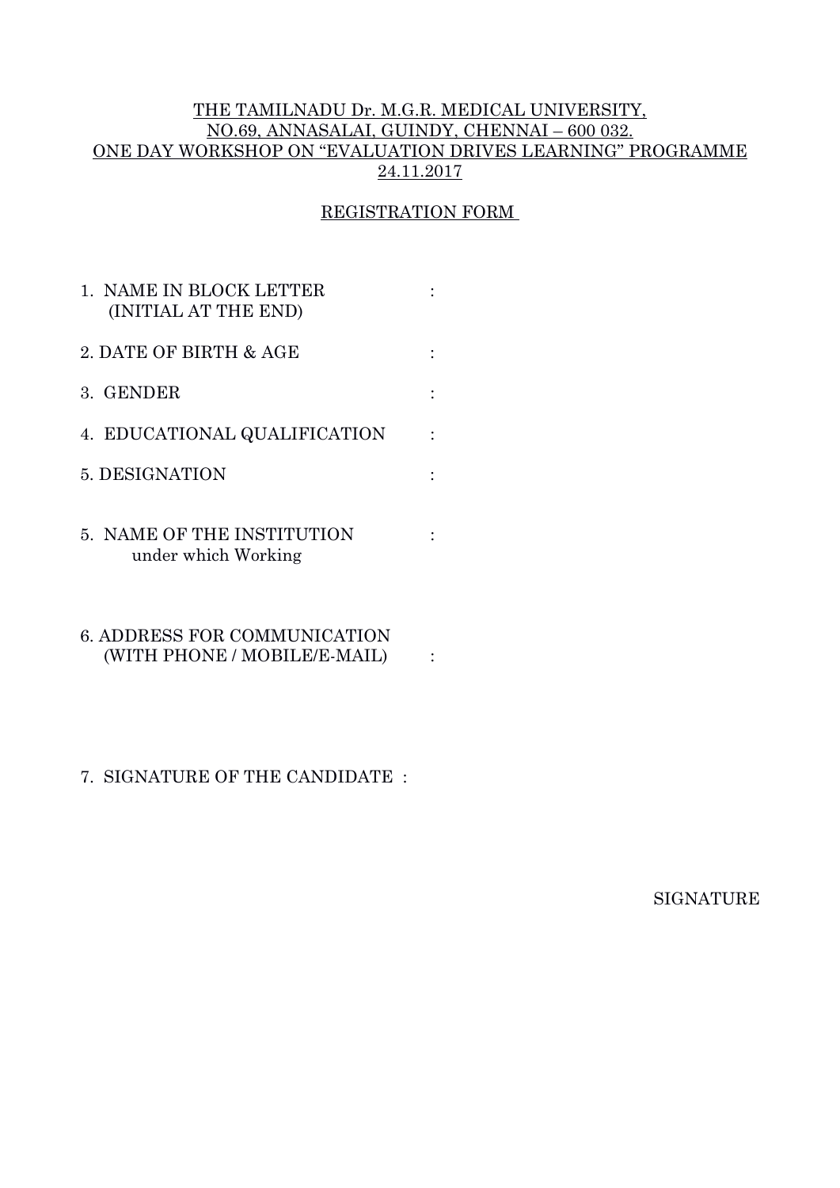THE TAMILNADU Dr. M.G.R. MEDICAL UNIVERSITY,
NO.69, ANNASALAI, GUINDY, CHENNAI – 600 032.
ONE DAY WORKSHOP ON "EVALUATION DRIVES LEARNING" PROGRAMME
24.11.2017

REGISTRATION FORM

1. NAME IN BLOCK LETTER (INITIAL AT THE END) :

2. DATE OF BIRTH & AGE :

3. GENDER :

4. EDUCATIONAL QUALIFICATION :

5. DESIGNATION :

5. NAME OF THE INSTITUTION under which Working :

6. ADDRESS FOR COMMUNICATION (WITH PHONE / MOBILE/E-MAIL) :

7. SIGNATURE OF THE CANDIDATE :

SIGNATURE